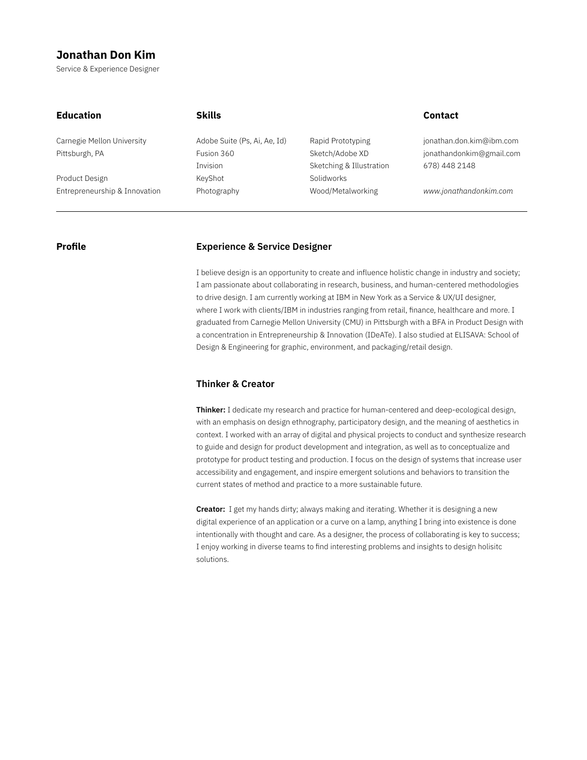# Jonathan Don Kim

Service & Experience Designer

## Education

Carnegie Mellon University
Pittsburgh, PA

Product Design
Entrepreneurship & Innovation

## Skills

Adobe Suite (Ps, Ai, Ae, Id)
Fusion 360
Invision
KeyShot
Photography
Rapid Prototyping
Sketch/Adobe XD
Sketching & Illustration
Solidworks
Wood/Metalworking

## Contact

jonathan.don.kim@ibm.com
jonathandonkim@gmail.com
678) 448 2148

*www.jonathandonkim.com*

---

## Profile

### Experience & Service Designer

I believe design is an opportunity to create and influence holistic change in industry and society; I am passionate about collaborating in research, business, and human-centered methodologies to drive design. I am currently working at IBM in New York as a Service & UX/UI designer, where I work with clients/IBM in industries ranging from retail, finance, healthcare and more. I graduated from Carnegie Mellon University (CMU) in Pittsburgh with a BFA in Product Design with a concentration in Entrepreneurship & Innovation (IDeATe). I also studied at ELISAVA: School of Design & Engineering for graphic, environment, and packaging/retail design.

### Thinker & Creator

**Thinker:** I dedicate my research and practice for human-centered and deep-ecological design, with an emphasis on design ethnography, participatory design, and the meaning of aesthetics in context. I worked with an array of digital and physical projects to conduct and synthesize research to guide and design for product development and integration, as well as to conceptualize and prototype for product testing and production. I focus on the design of systems that increase user accessibility and engagement, and inspire emergent solutions and behaviors to transition the current states of method and practice to a more sustainable future.

**Creator:** I get my hands dirty; always making and iterating. Whether it is designing a new digital experience of an application or a curve on a lamp, anything I bring into existence is done intentionally with thought and care. As a designer, the process of collaborating is key to success; I enjoy working in diverse teams to find interesting problems and insights to design holisitc solutions.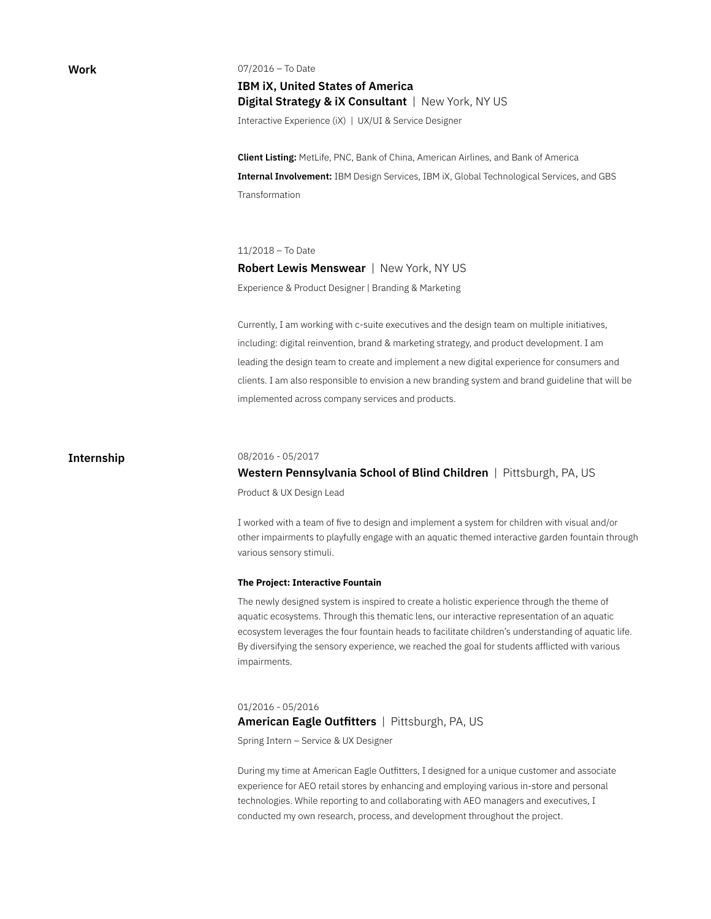## Work

07/2016 – To Date

**IBM iX, United States of America**
**Digital Strategy & iX Consultant** | New York, NY US

Interactive Experience (iX) | UX/UI & Service Designer

**Client Listing:** MetLife, PNC, Bank of China, American Airlines, and Bank of America

**Internal Involvement:** IBM Design Services, IBM iX, Global Technological Services, and GBS Transformation

11/2018 – To Date

**Robert Lewis Menswear** | New York, NY US

Experience & Product Designer | Branding & Marketing

Currently, I am working with c-suite executives and the design team on multiple initiatives, including: digital reinvention, brand & marketing strategy, and product development. I am leading the design team to create and implement a new digital experience for consumers and clients. I am also responsible to envision a new branding system and brand guideline that will be implemented across company services and products.

## Internship

08/2016 - 05/2017

**Western Pennsylvania School of Blind Children** | Pittsburgh, PA, US

Product & UX Design Lead

I worked with a team of five to design and implement a system for children with visual and/or other impairments to playfully engage with an aquatic themed interactive garden fountain through various sensory stimuli.

**The Project: Interactive Fountain**

The newly designed system is inspired to create a holistic experience through the theme of aquatic ecosystems. Through this thematic lens, our interactive representation of an aquatic ecosystem leverages the four fountain heads to facilitate children's understanding of aquatic life. By diversifying the sensory experience, we reached the goal for students afflicted with various impairments.

01/2016 - 05/2016

**American Eagle Outfitters** | Pittsburgh, PA, US

Spring Intern – Service & UX Designer

During my time at American Eagle Outfitters, I designed for a unique customer and associate experience for AEO retail stores by enhancing and employing various in-store and personal technologies. While reporting to and collaborating with AEO managers and executives, I conducted my own research, process, and development throughout the project.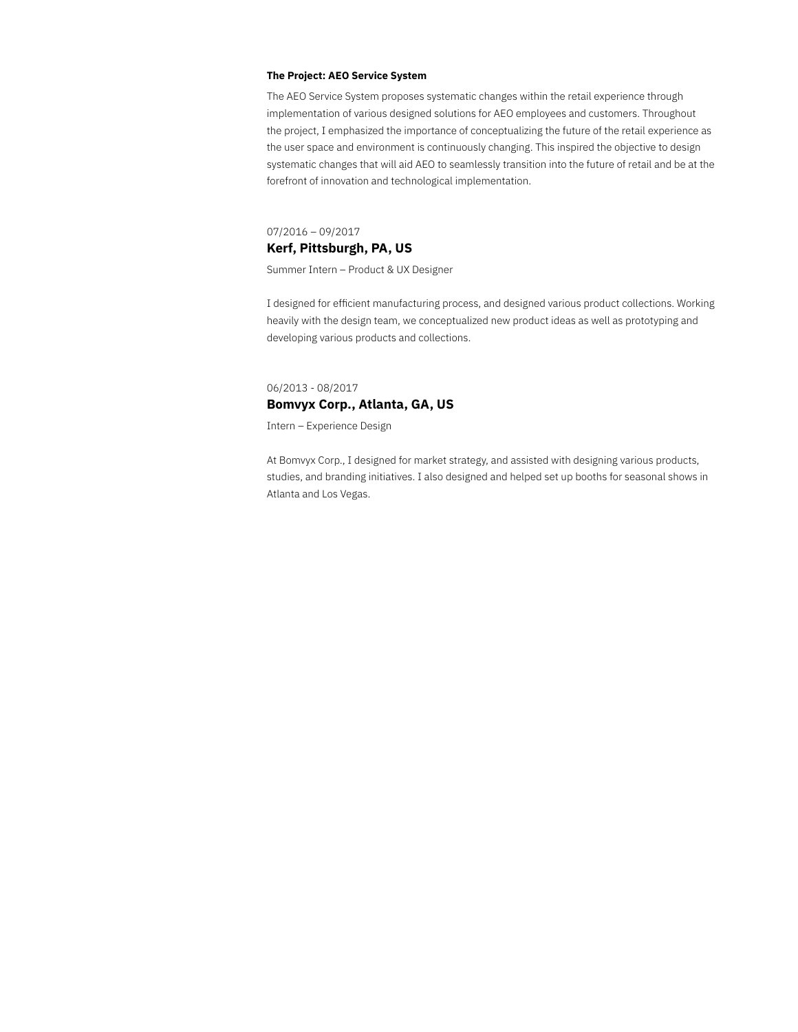**The Project: AEO Service System**

The AEO Service System proposes systematic changes within the retail experience through implementation of various designed solutions for AEO employees and customers. Throughout the project, I emphasized the importance of conceptualizing the future of the retail experience as the user space and environment is continuously changing. This inspired the objective to design systematic changes that will aid AEO to seamlessly transition into the future of retail and be at the forefront of innovation and technological implementation.

07/2016 – 09/2017

### Kerf, Pittsburgh, PA, US

Summer Intern – Product & UX Designer

I designed for efficient manufacturing process, and designed various product collections. Working heavily with the design team, we conceptualized new product ideas as well as prototyping and developing various products and collections.

06/2013 - 08/2017

### Bomvyx Corp., Atlanta, GA, US

Intern – Experience Design

At Bomvyx Corp., I designed for market strategy, and assisted with designing various products, studies, and branding initiatives. I also designed and helped set up booths for seasonal shows in Atlanta and Los Vegas.